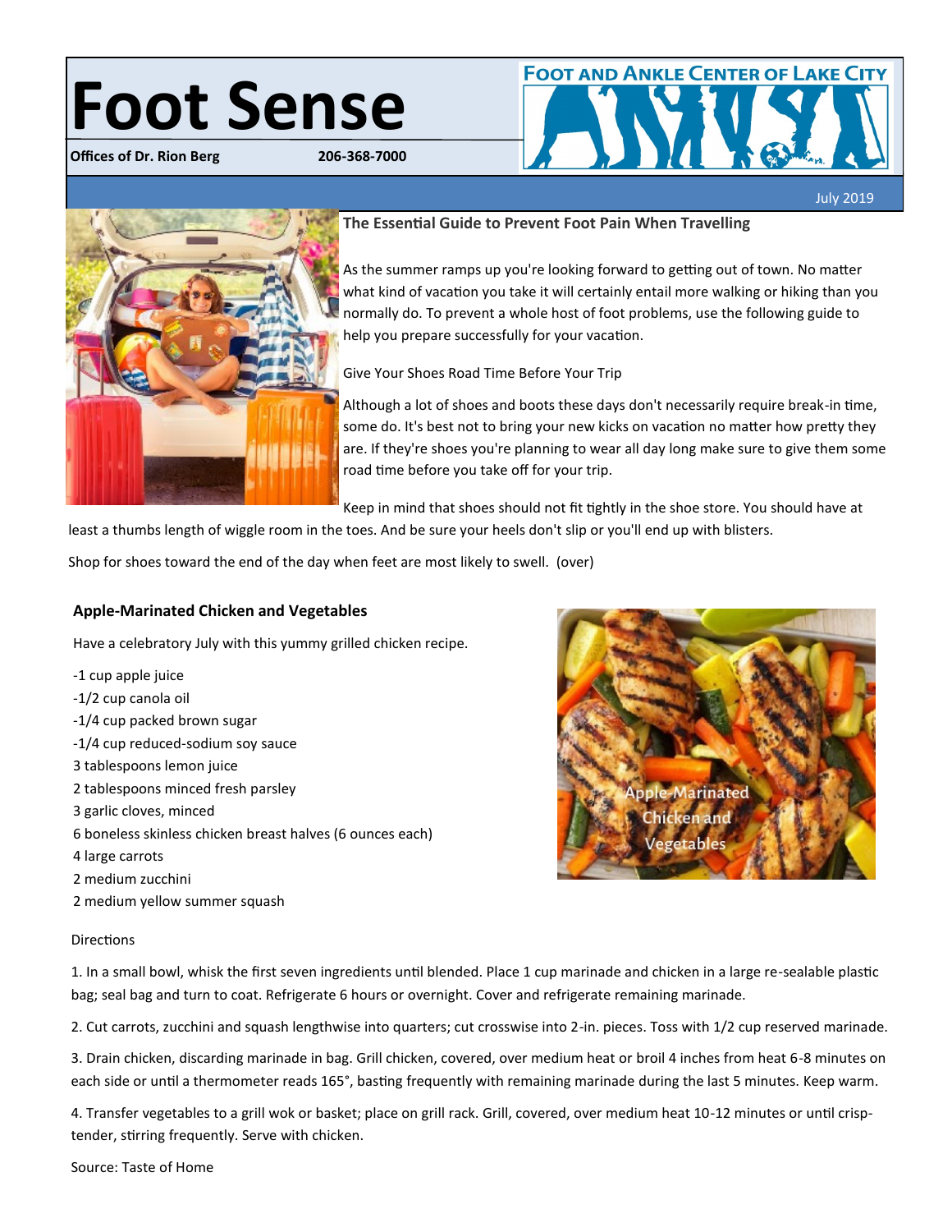# Foot Sense

**Offices of Dr. Rion Berg** 206-368-7000

FOOT AND ANKLE CENTER OF LAKE CITY

July 2019

### The Essential Guide to Prevent Foot Pain When Travelling

As the summer ramps up you're looking forward to getting out of town. No matter what kind of vacation you take it will certainly entail more walking or hiking than you normally do. To prevent a whole host of foot problems, use the following guide to help you prepare successfully for your vacation.

Give Your Shoes Road Time Before Your Trip

Although a lot of shoes and boots these days don't necessarily require break-in time, some do. It's best not to bring your new kicks on vacation no matter how pretty they are. If they're shoes you're planning to wear all day long make sure to give them some road time before you take off for your trip.

Keep in mind that shoes should not fit tightly in the shoe store. You should have at least a thumbs length of wiggle room in the toes. And be sure your heels don't slip or you'll end up with blisters.

Shop for shoes toward the end of the day when feet are most likely to swell. (over)

### Apple-Marinated Chicken and Vegetables

Have a celebratory July with this yummy grilled chicken recipe.

-1 cup apple juice
-1/2 cup canola oil
-1/4 cup packed brown sugar
-1/4 cup reduced-sodium soy sauce
3 tablespoons lemon juice
2 tablespoons minced fresh parsley
3 garlic cloves, minced
6 boneless skinless chicken breast halves (6 ounces each)
4 large carrots
2 medium zucchini
2 medium yellow summer squash

Apple-Marinated Chicken and Vegetables

Directions

1. In a small bowl, whisk the first seven ingredients until blended. Place 1 cup marinade and chicken in a large re-sealable plastic bag; seal bag and turn to coat. Refrigerate 6 hours or overnight. Cover and refrigerate remaining marinade.

2. Cut carrots, zucchini and squash lengthwise into quarters; cut crosswise into 2-in. pieces. Toss with 1/2 cup reserved marinade.

3. Drain chicken, discarding marinade in bag. Grill chicken, covered, over medium heat or broil 4 inches from heat 6-8 minutes on each side or until a thermometer reads 165°, basting frequently with remaining marinade during the last 5 minutes. Keep warm.

4. Transfer vegetables to a grill wok or basket; place on grill rack. Grill, covered, over medium heat 10-12 minutes or until crisp-tender, stirring frequently. Serve with chicken.

Source: Taste of Home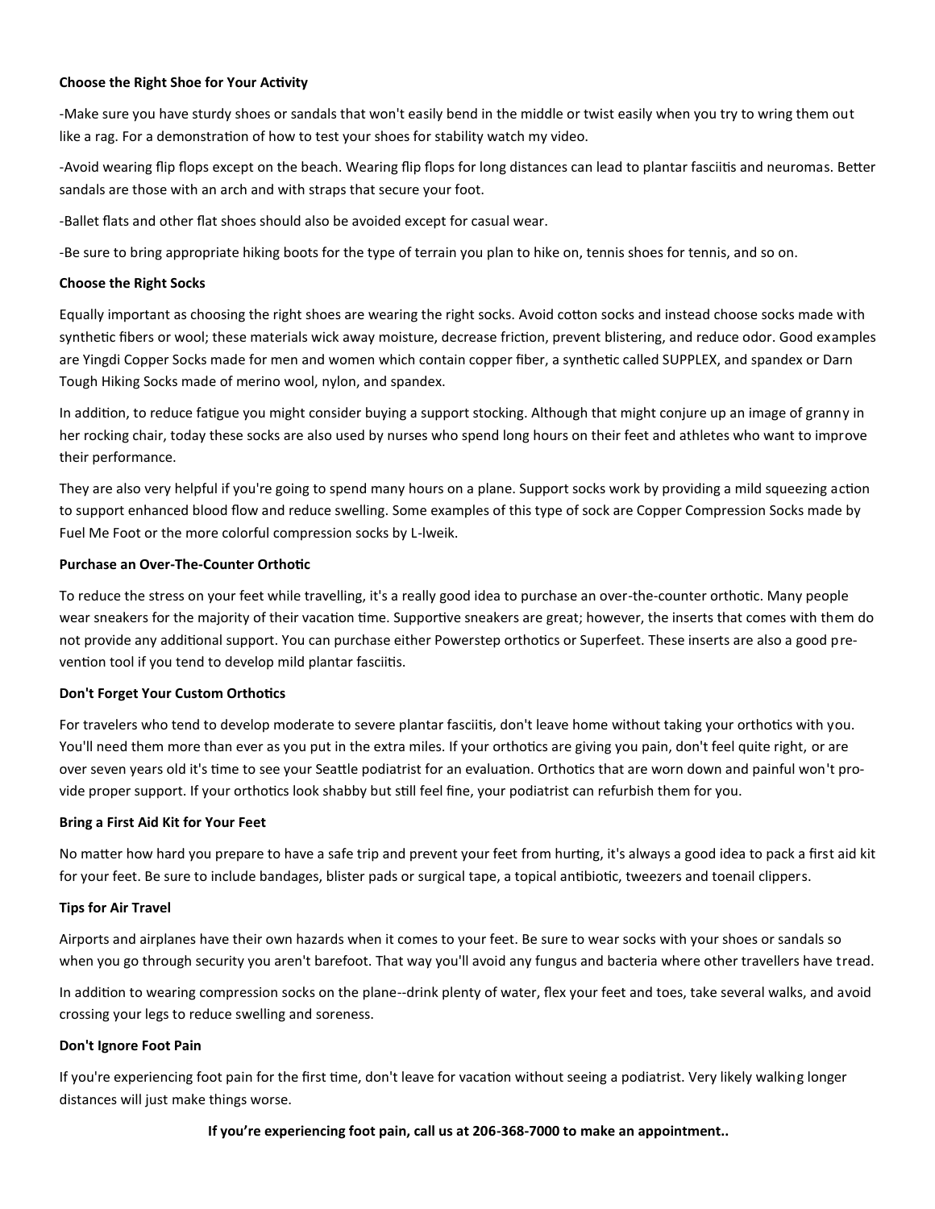**Choose the Right Shoe for Your Activity**

-Make sure you have sturdy shoes or sandals that won't easily bend in the middle or twist easily when you try to wring them out like a rag. For a demonstration of how to test your shoes for stability watch my video.

-Avoid wearing flip flops except on the beach. Wearing flip flops for long distances can lead to plantar fasciitis and neuromas. Better sandals are those with an arch and with straps that secure your foot.

-Ballet flats and other flat shoes should also be avoided except for casual wear.

-Be sure to bring appropriate hiking boots for the type of terrain you plan to hike on, tennis shoes for tennis, and so on.

**Choose the Right Socks**

Equally important as choosing the right shoes are wearing the right socks. Avoid cotton socks and instead choose socks made with synthetic fibers or wool; these materials wick away moisture, decrease friction, prevent blistering, and reduce odor. Good examples are Yingdi Copper Socks made for men and women which contain copper fiber, a synthetic called SUPPLEX, and spandex or Darn Tough Hiking Socks made of merino wool, nylon, and spandex.

In addition, to reduce fatigue you might consider buying a support stocking. Although that might conjure up an image of granny in her rocking chair, today these socks are also used by nurses who spend long hours on their feet and athletes who want to improve their performance.

They are also very helpful if you're going to spend many hours on a plane. Support socks work by providing a mild squeezing action to support enhanced blood flow and reduce swelling. Some examples of this type of sock are Copper Compression Socks made by Fuel Me Foot or the more colorful compression socks by L-lweik.

**Purchase an Over-The-Counter Orthotic**

To reduce the stress on your feet while travelling, it's a really good idea to purchase an over-the-counter orthotic. Many people wear sneakers for the majority of their vacation time. Supportive sneakers are great; however, the inserts that comes with them do not provide any additional support. You can purchase either Powerstep orthotics or Superfeet. These inserts are also a good prevention tool if you tend to develop mild plantar fasciitis.

**Don't Forget Your Custom Orthotics**

For travelers who tend to develop moderate to severe plantar fasciitis, don't leave home without taking your orthotics with you. You'll need them more than ever as you put in the extra miles. If your orthotics are giving you pain, don't feel quite right, or are over seven years old it's time to see your Seattle podiatrist for an evaluation. Orthotics that are worn down and painful won't provide proper support. If your orthotics look shabby but still feel fine, your podiatrist can refurbish them for you.

**Bring a First Aid Kit for Your Feet**

No matter how hard you prepare to have a safe trip and prevent your feet from hurting, it's always a good idea to pack a first aid kit for your feet. Be sure to include bandages, blister pads or surgical tape, a topical antibiotic, tweezers and toenail clippers.

**Tips for Air Travel**

Airports and airplanes have their own hazards when it comes to your feet. Be sure to wear socks with your shoes or sandals so when you go through security you aren't barefoot. That way you'll avoid any fungus and bacteria where other travellers have tread.

In addition to wearing compression socks on the plane--drink plenty of water, flex your feet and toes, take several walks, and avoid crossing your legs to reduce swelling and soreness.

**Don't Ignore Foot Pain**

If you're experiencing foot pain for the first time, don't leave for vacation without seeing a podiatrist. Very likely walking longer distances will just make things worse.

**If you're experiencing foot pain, call us at 206-368-7000 to make an appointment..**